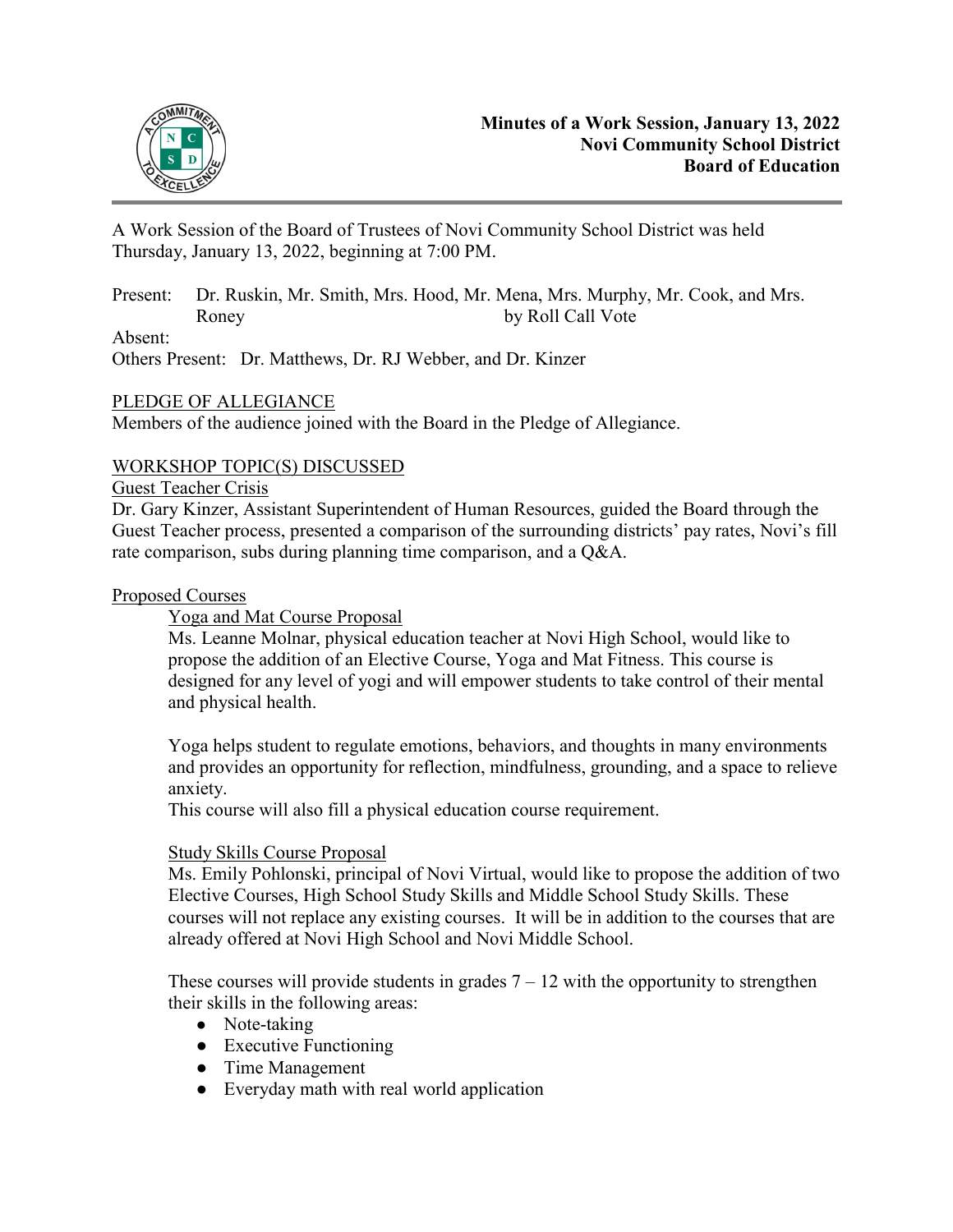**Minutes of a Work Session, January 13, 2022**
**Novi Community School District**
**Board of Education**

A Work Session of the Board of Trustees of Novi Community School District was held Thursday, January 13, 2022, beginning at 7:00 PM.

Present: Dr. Ruskin, Mr. Smith, Mrs. Hood, Mr. Mena, Mrs. Murphy, Mr. Cook, and Mrs. Roney by Roll Call Vote

Absent:

Others Present: Dr. Matthews, Dr. RJ Webber, and Dr. Kinzer

PLEDGE OF ALLEGIANCE

Members of the audience joined with the Board in the Pledge of Allegiance.

WORKSHOP TOPIC(S) DISCUSSED

Guest Teacher Crisis

Dr. Gary Kinzer, Assistant Superintendent of Human Resources, guided the Board through the Guest Teacher process, presented a comparison of the surrounding districts' pay rates, Novi's fill rate comparison, subs during planning time comparison, and a Q&A.

Proposed Courses

Yoga and Mat Course Proposal

Ms. Leanne Molnar, physical education teacher at Novi High School, would like to propose the addition of an Elective Course, Yoga and Mat Fitness. This course is designed for any level of yogi and will empower students to take control of their mental and physical health.

Yoga helps student to regulate emotions, behaviors, and thoughts in many environments and provides an opportunity for reflection, mindfulness, grounding, and a space to relieve anxiety.
This course will also fill a physical education course requirement.

Study Skills Course Proposal

Ms. Emily Pohlonski, principal of Novi Virtual, would like to propose the addition of two Elective Courses, High School Study Skills and Middle School Study Skills. These courses will not replace any existing courses. It will be in addition to the courses that are already offered at Novi High School and Novi Middle School.

These courses will provide students in grades 7 – 12 with the opportunity to strengthen their skills in the following areas:

- Note-taking
- Executive Functioning
- Time Management
- Everyday math with real world application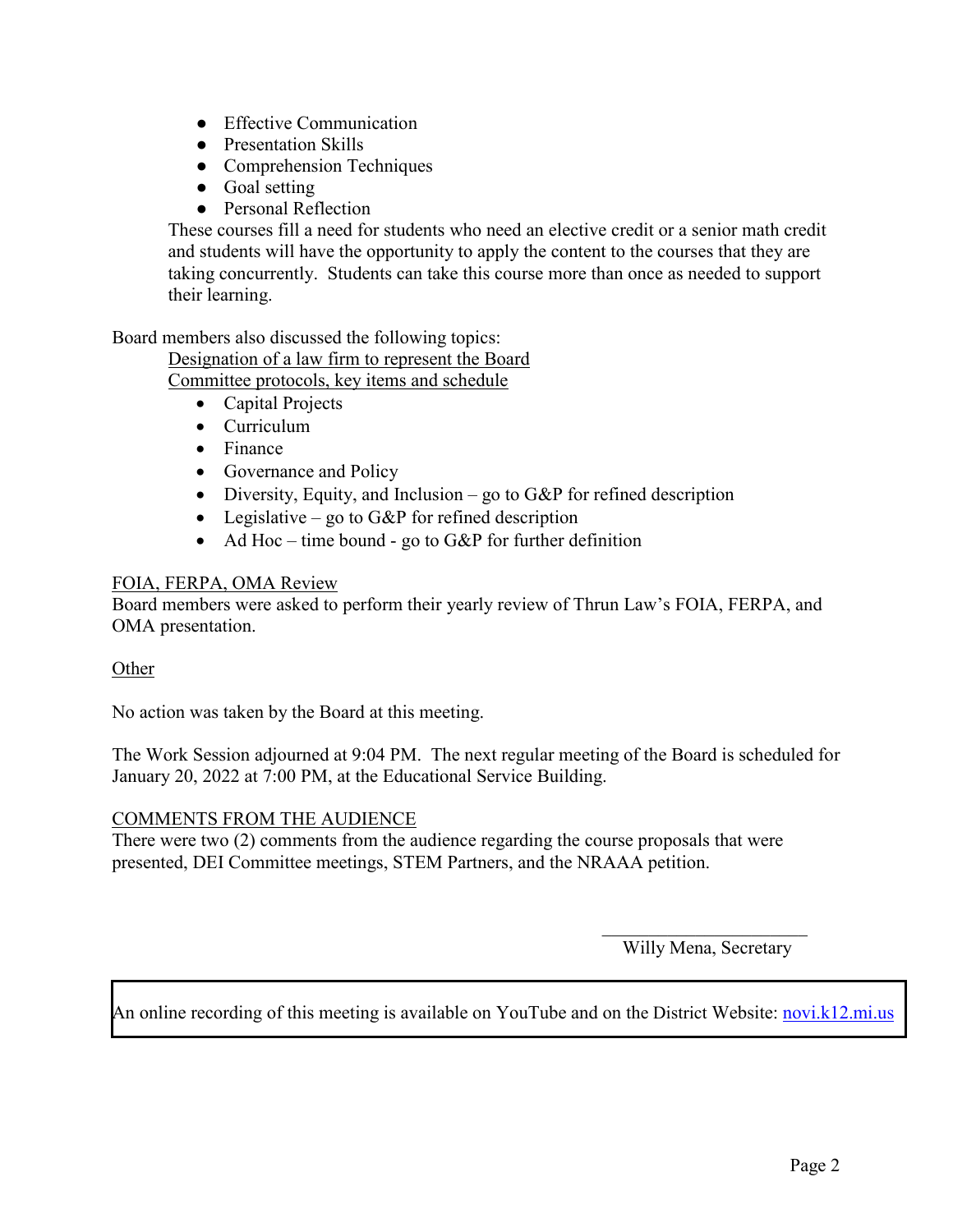- Effective Communication
- Presentation Skills
- Comprehension Techniques
- Goal setting
- Personal Reflection

These courses fill a need for students who need an elective credit or a senior math credit and students will have the opportunity to apply the content to the courses that they are taking concurrently. Students can take this course more than once as needed to support their learning.

Board members also discussed the following topics:

Designation of a law firm to represent the Board

Committee protocols, key items and schedule

- Capital Projects
- Curriculum
- Finance
- Governance and Policy
- Diversity, Equity, and Inclusion – go to G&P for refined description
- Legislative – go to G&P for refined description
- Ad Hoc – time bound - go to G&P for further definition

FOIA, FERPA, OMA Review

Board members were asked to perform their yearly review of Thrun Law's FOIA, FERPA, and OMA presentation.

Other

No action was taken by the Board at this meeting.

The Work Session adjourned at 9:04 PM. The next regular meeting of the Board is scheduled for January 20, 2022 at 7:00 PM, at the Educational Service Building.

COMMENTS FROM THE AUDIENCE

There were two (2) comments from the audience regarding the course proposals that were presented, DEI Committee meetings, STEM Partners, and the NRAAA petition.

Willy Mena, Secretary

An online recording of this meeting is available on YouTube and on the District Website: novi.k12.mi.us